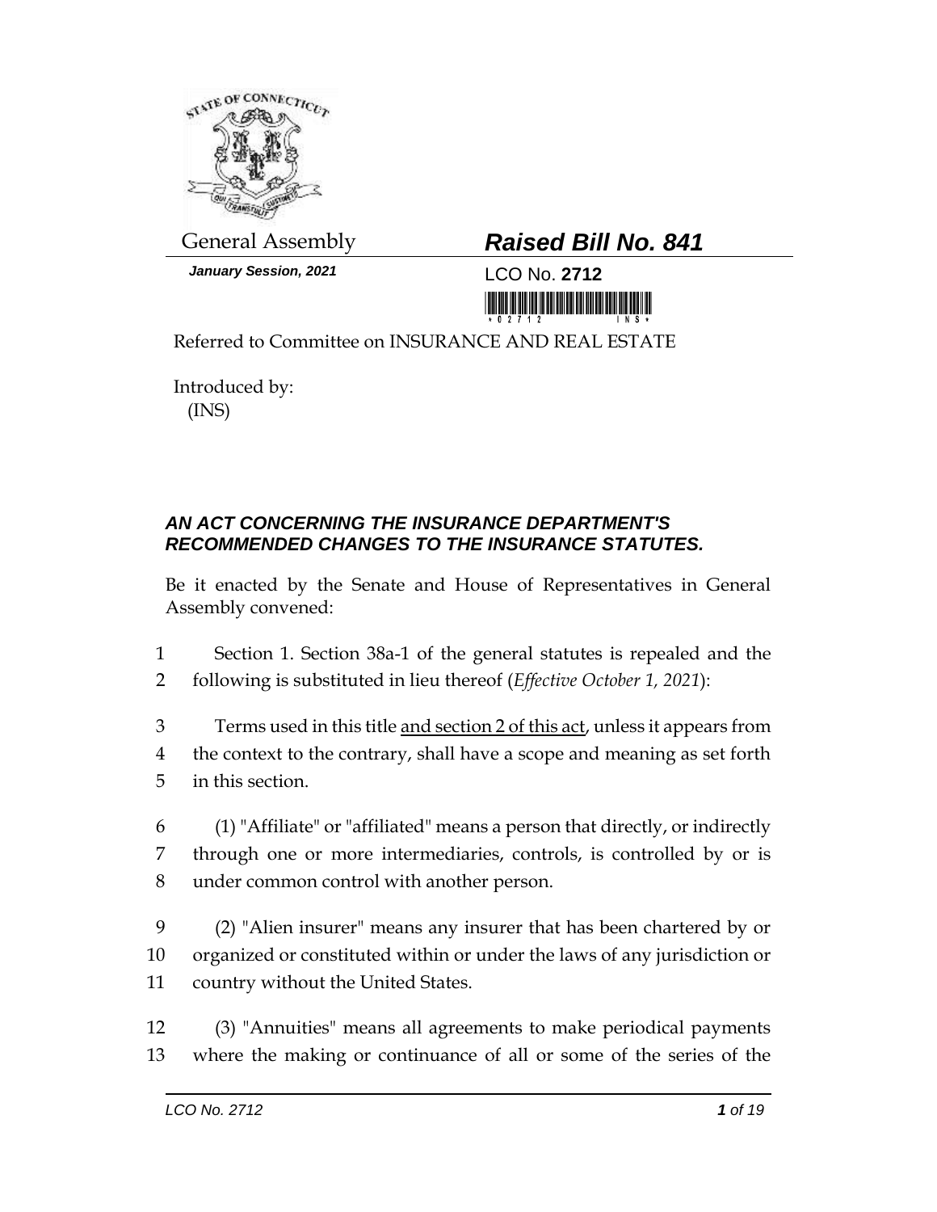General Assembly

***Raised Bill No. 841***

***January Session, 2021***

LCO No. **2712**

Referred to Committee on INSURANCE AND REAL ESTATE

Introduced by:
(INS)

## *AN ACT CONCERNING THE INSURANCE DEPARTMENT'S RECOMMENDED CHANGES TO THE INSURANCE STATUTES.*

Be it enacted by the Senate and House of Representatives in General Assembly convened:

1 Section 1. Section 38a-1 of the general statutes is repealed and the
2 following is substituted in lieu thereof (*Effective October 1, 2021*):

3 Terms used in this title <u>and section 2 of this act</u>, unless it appears from
4 the context to the contrary, shall have a scope and meaning as set forth
5 in this section.

6 (1) "Affiliate" or "affiliated" means a person that directly, or indirectly
7 through one or more intermediaries, controls, is controlled by or is
8 under common control with another person.

9 (2) "Alien insurer" means any insurer that has been chartered by or
10 organized or constituted within or under the laws of any jurisdiction or
11 country without the United States.

12 (3) "Annuities" means all agreements to make periodical payments
13 where the making or continuance of all or some of the series of the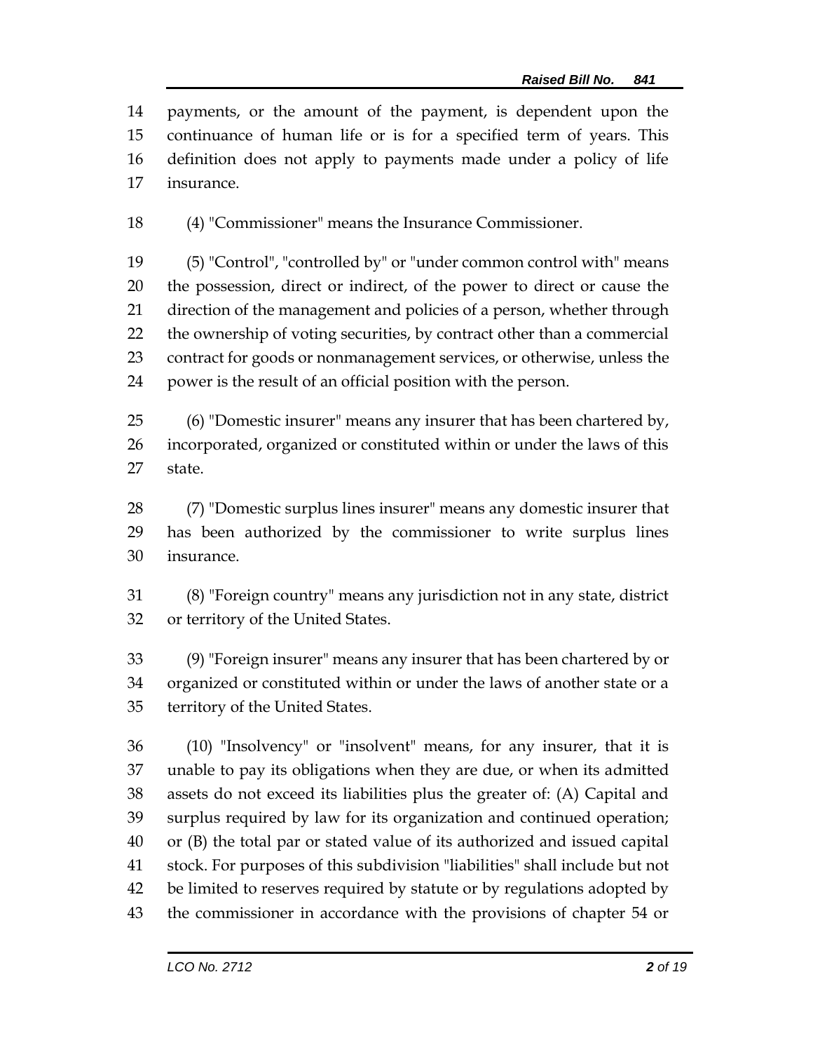payments, or the amount of the payment, is dependent upon the continuance of human life or is for a specified term of years. This definition does not apply to payments made under a policy of life insurance.

(4) "Commissioner" means the Insurance Commissioner.

(5) "Control", "controlled by" or "under common control with" means the possession, direct or indirect, of the power to direct or cause the direction of the management and policies of a person, whether through the ownership of voting securities, by contract other than a commercial contract for goods or nonmanagement services, or otherwise, unless the power is the result of an official position with the person.

(6) "Domestic insurer" means any insurer that has been chartered by, incorporated, organized or constituted within or under the laws of this state.

(7) "Domestic surplus lines insurer" means any domestic insurer that has been authorized by the commissioner to write surplus lines insurance.

(8) "Foreign country" means any jurisdiction not in any state, district or territory of the United States.

(9) "Foreign insurer" means any insurer that has been chartered by or organized or constituted within or under the laws of another state or a territory of the United States.

(10) "Insolvency" or "insolvent" means, for any insurer, that it is unable to pay its obligations when they are due, or when its admitted assets do not exceed its liabilities plus the greater of: (A) Capital and surplus required by law for its organization and continued operation; or (B) the total par or stated value of its authorized and issued capital stock. For purposes of this subdivision "liabilities" shall include but not be limited to reserves required by statute or by regulations adopted by the commissioner in accordance with the provisions of chapter 54 or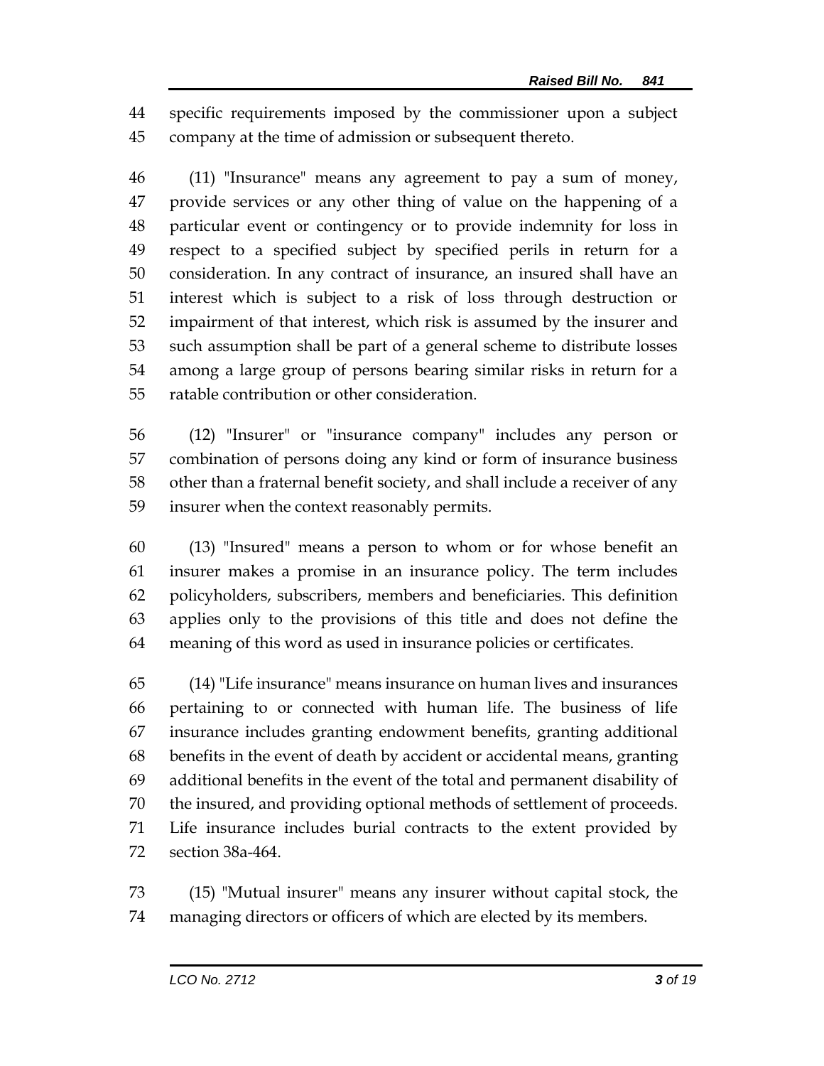specific requirements imposed by the commissioner upon a subject company at the time of admission or subsequent thereto.

(11) "Insurance" means any agreement to pay a sum of money, provide services or any other thing of value on the happening of a particular event or contingency or to provide indemnity for loss in respect to a specified subject by specified perils in return for a consideration. In any contract of insurance, an insured shall have an interest which is subject to a risk of loss through destruction or impairment of that interest, which risk is assumed by the insurer and such assumption shall be part of a general scheme to distribute losses among a large group of persons bearing similar risks in return for a ratable contribution or other consideration.

(12) "Insurer" or "insurance company" includes any person or combination of persons doing any kind or form of insurance business other than a fraternal benefit society, and shall include a receiver of any insurer when the context reasonably permits.

(13) "Insured" means a person to whom or for whose benefit an insurer makes a promise in an insurance policy. The term includes policyholders, subscribers, members and beneficiaries. This definition applies only to the provisions of this title and does not define the meaning of this word as used in insurance policies or certificates.

(14) "Life insurance" means insurance on human lives and insurances pertaining to or connected with human life. The business of life insurance includes granting endowment benefits, granting additional benefits in the event of death by accident or accidental means, granting additional benefits in the event of the total and permanent disability of the insured, and providing optional methods of settlement of proceeds. Life insurance includes burial contracts to the extent provided by section 38a-464.

(15) "Mutual insurer" means any insurer without capital stock, the managing directors or officers of which are elected by its members.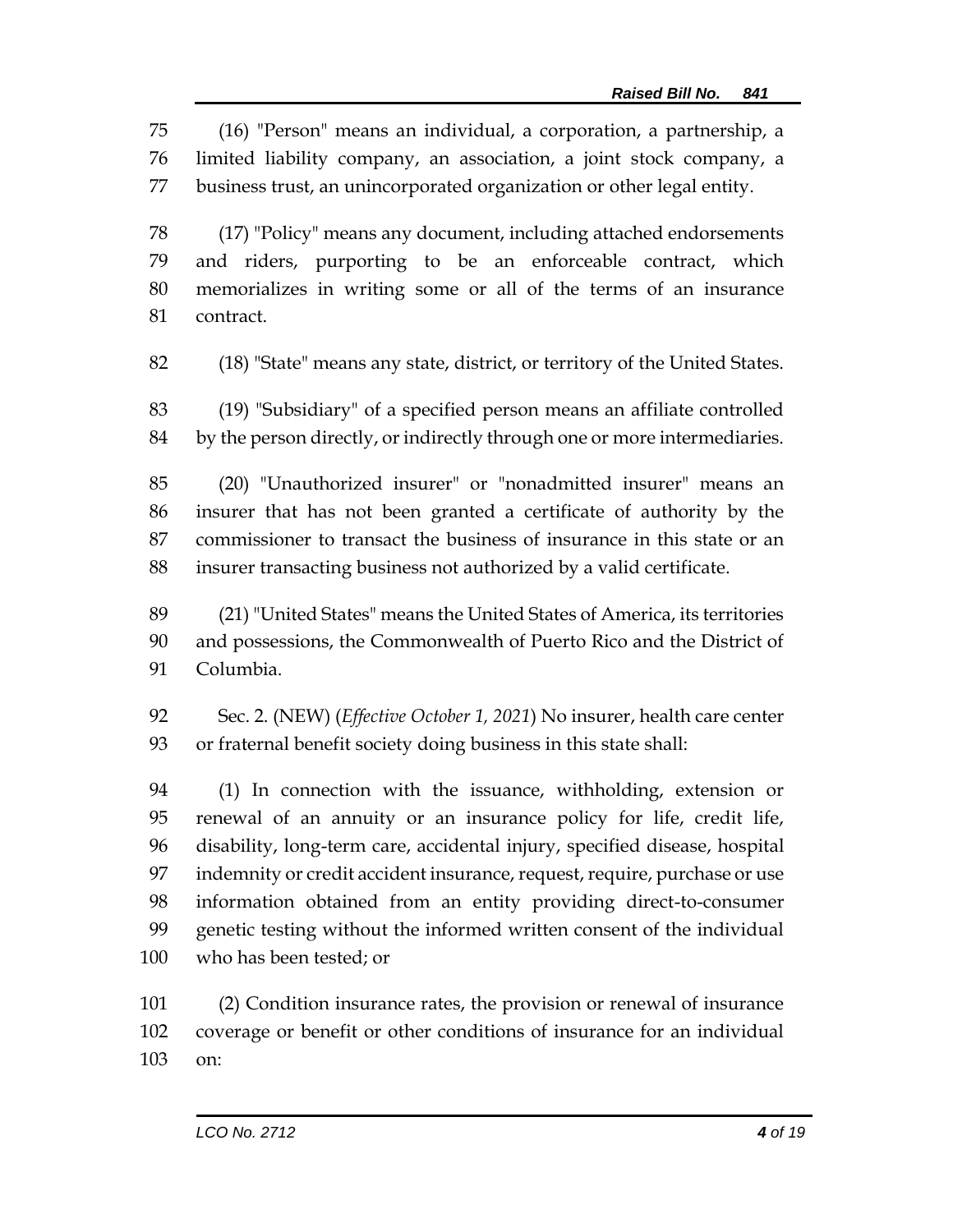(16) "Person" means an individual, a corporation, a partnership, a limited liability company, an association, a joint stock company, a business trust, an unincorporated organization or other legal entity.

(17) "Policy" means any document, including attached endorsements and riders, purporting to be an enforceable contract, which memorializes in writing some or all of the terms of an insurance contract.

(18) "State" means any state, district, or territory of the United States.

(19) "Subsidiary" of a specified person means an affiliate controlled by the person directly, or indirectly through one or more intermediaries.

(20) "Unauthorized insurer" or "nonadmitted insurer" means an insurer that has not been granted a certificate of authority by the commissioner to transact the business of insurance in this state or an insurer transacting business not authorized by a valid certificate.

(21) "United States" means the United States of America, its territories and possessions, the Commonwealth of Puerto Rico and the District of Columbia.

Sec. 2. (NEW) (*Effective October 1, 2021*) No insurer, health care center or fraternal benefit society doing business in this state shall:

(1) In connection with the issuance, withholding, extension or renewal of an annuity or an insurance policy for life, credit life, disability, long-term care, accidental injury, specified disease, hospital indemnity or credit accident insurance, request, require, purchase or use information obtained from an entity providing direct-to-consumer genetic testing without the informed written consent of the individual who has been tested; or

(2) Condition insurance rates, the provision or renewal of insurance coverage or benefit or other conditions of insurance for an individual on: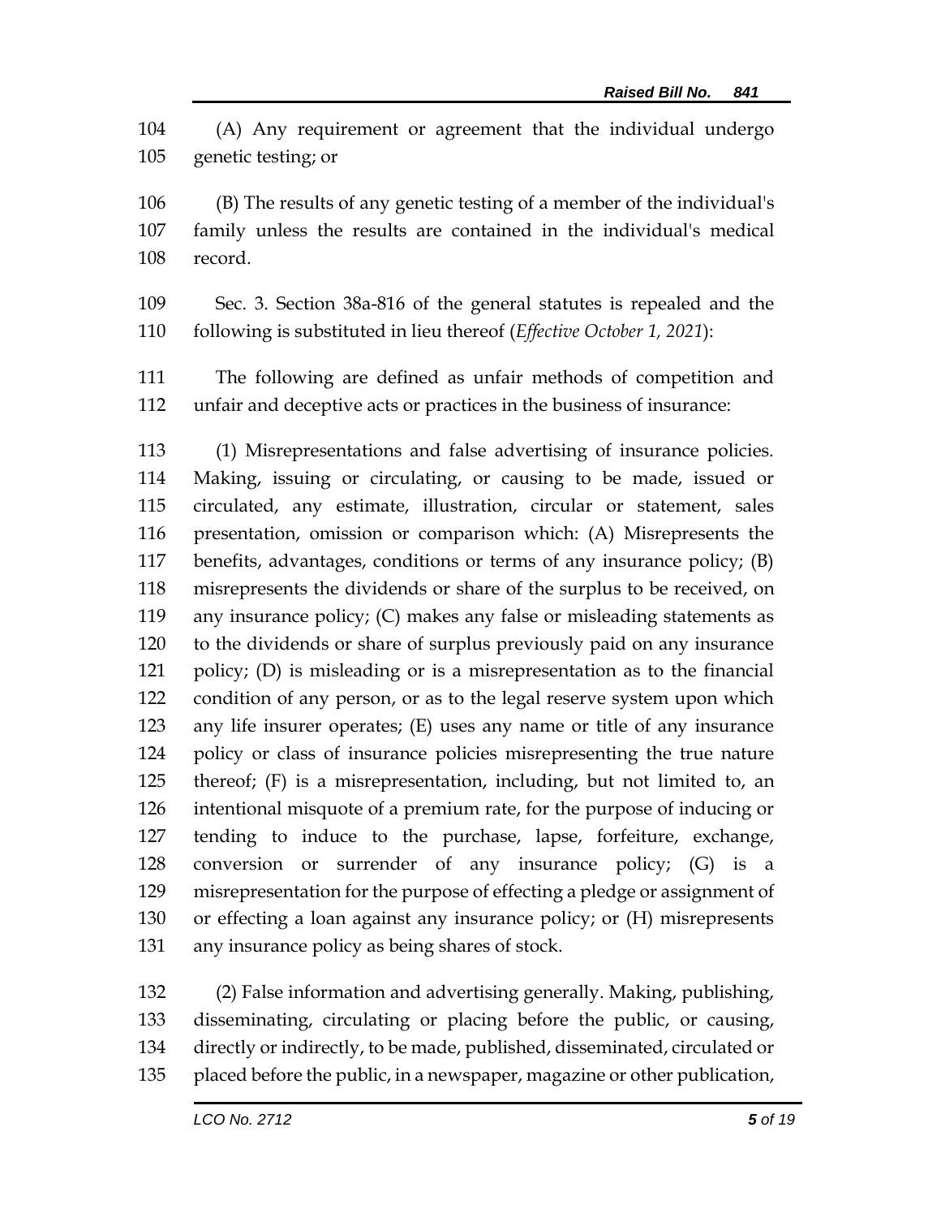(A) Any requirement or agreement that the individual undergo genetic testing; or

(B) The results of any genetic testing of a member of the individual's family unless the results are contained in the individual's medical record.

Sec. 3. Section 38a-816 of the general statutes is repealed and the following is substituted in lieu thereof (*Effective October 1, 2021*):

The following are defined as unfair methods of competition and unfair and deceptive acts or practices in the business of insurance:

(1) Misrepresentations and false advertising of insurance policies. Making, issuing or circulating, or causing to be made, issued or circulated, any estimate, illustration, circular or statement, sales presentation, omission or comparison which: (A) Misrepresents the benefits, advantages, conditions or terms of any insurance policy; (B) misrepresents the dividends or share of the surplus to be received, on any insurance policy; (C) makes any false or misleading statements as to the dividends or share of surplus previously paid on any insurance policy; (D) is misleading or is a misrepresentation as to the financial condition of any person, or as to the legal reserve system upon which any life insurer operates; (E) uses any name or title of any insurance policy or class of insurance policies misrepresenting the true nature thereof; (F) is a misrepresentation, including, but not limited to, an intentional misquote of a premium rate, for the purpose of inducing or tending to induce to the purchase, lapse, forfeiture, exchange, conversion or surrender of any insurance policy; (G) is a misrepresentation for the purpose of effecting a pledge or assignment of or effecting a loan against any insurance policy; or (H) misrepresents any insurance policy as being shares of stock.

(2) False information and advertising generally. Making, publishing, disseminating, circulating or placing before the public, or causing, directly or indirectly, to be made, published, disseminated, circulated or placed before the public, in a newspaper, magazine or other publication,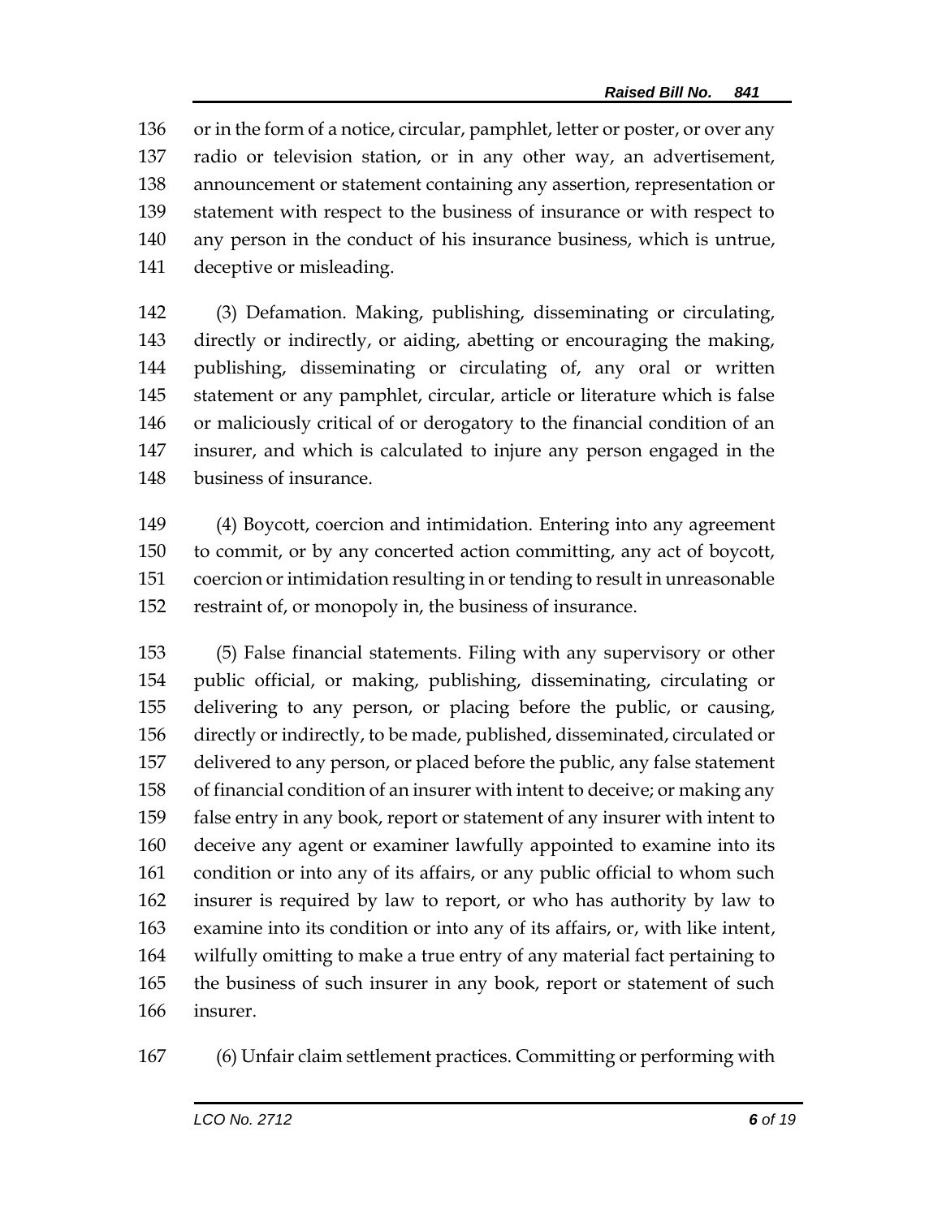or in the form of a notice, circular, pamphlet, letter or poster, or over any radio or television station, or in any other way, an advertisement, announcement or statement containing any assertion, representation or statement with respect to the business of insurance or with respect to any person in the conduct of his insurance business, which is untrue, deceptive or misleading.

(3) Defamation. Making, publishing, disseminating or circulating, directly or indirectly, or aiding, abetting or encouraging the making, publishing, disseminating or circulating of, any oral or written statement or any pamphlet, circular, article or literature which is false or maliciously critical of or derogatory to the financial condition of an insurer, and which is calculated to injure any person engaged in the business of insurance.

(4) Boycott, coercion and intimidation. Entering into any agreement to commit, or by any concerted action committing, any act of boycott, coercion or intimidation resulting in or tending to result in unreasonable restraint of, or monopoly in, the business of insurance.

(5) False financial statements. Filing with any supervisory or other public official, or making, publishing, disseminating, circulating or delivering to any person, or placing before the public, or causing, directly or indirectly, to be made, published, disseminated, circulated or delivered to any person, or placed before the public, any false statement of financial condition of an insurer with intent to deceive; or making any false entry in any book, report or statement of any insurer with intent to deceive any agent or examiner lawfully appointed to examine into its condition or into any of its affairs, or any public official to whom such insurer is required by law to report, or who has authority by law to examine into its condition or into any of its affairs, or, with like intent, wilfully omitting to make a true entry of any material fact pertaining to the business of such insurer in any book, report or statement of such insurer.

(6) Unfair claim settlement practices. Committing or performing with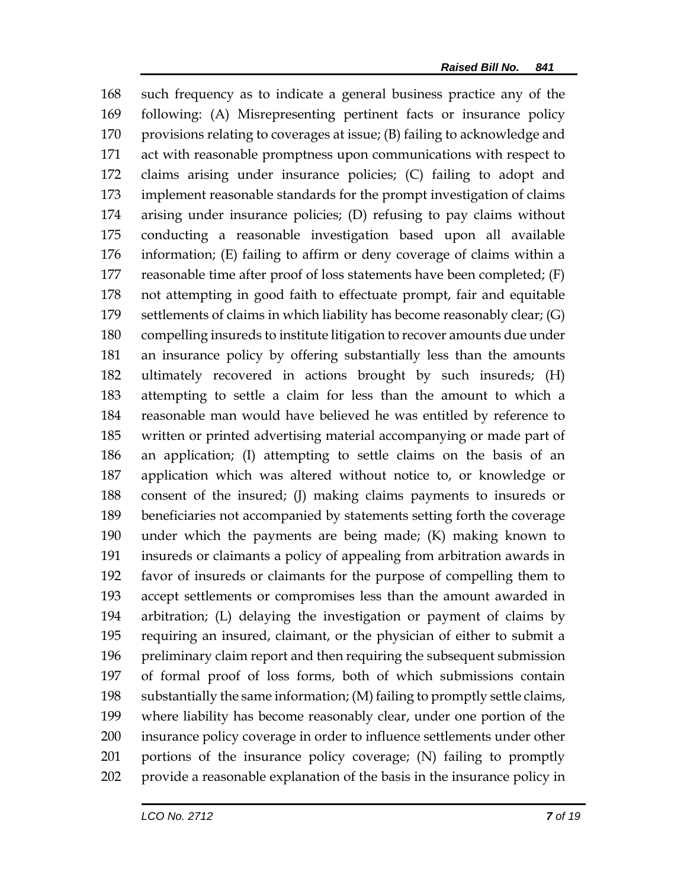168 such frequency as to indicate a general business practice any of the
169 following: (A) Misrepresenting pertinent facts or insurance policy
170 provisions relating to coverages at issue; (B) failing to acknowledge and
171 act with reasonable promptness upon communications with respect to
172 claims arising under insurance policies; (C) failing to adopt and
173 implement reasonable standards for the prompt investigation of claims
174 arising under insurance policies; (D) refusing to pay claims without
175 conducting a reasonable investigation based upon all available
176 information; (E) failing to affirm or deny coverage of claims within a
177 reasonable time after proof of loss statements have been completed; (F)
178 not attempting in good faith to effectuate prompt, fair and equitable
179 settlements of claims in which liability has become reasonably clear; (G)
180 compelling insureds to institute litigation to recover amounts due under
181 an insurance policy by offering substantially less than the amounts
182 ultimately recovered in actions brought by such insureds; (H)
183 attempting to settle a claim for less than the amount to which a
184 reasonable man would have believed he was entitled by reference to
185 written or printed advertising material accompanying or made part of
186 an application; (I) attempting to settle claims on the basis of an
187 application which was altered without notice to, or knowledge or
188 consent of the insured; (J) making claims payments to insureds or
189 beneficiaries not accompanied by statements setting forth the coverage
190 under which the payments are being made; (K) making known to
191 insureds or claimants a policy of appealing from arbitration awards in
192 favor of insureds or claimants for the purpose of compelling them to
193 accept settlements or compromises less than the amount awarded in
194 arbitration; (L) delaying the investigation or payment of claims by
195 requiring an insured, claimant, or the physician of either to submit a
196 preliminary claim report and then requiring the subsequent submission
197 of formal proof of loss forms, both of which submissions contain
198 substantially the same information; (M) failing to promptly settle claims,
199 where liability has become reasonably clear, under one portion of the
200 insurance policy coverage in order to influence settlements under other
201 portions of the insurance policy coverage; (N) failing to promptly
202 provide a reasonable explanation of the basis in the insurance policy in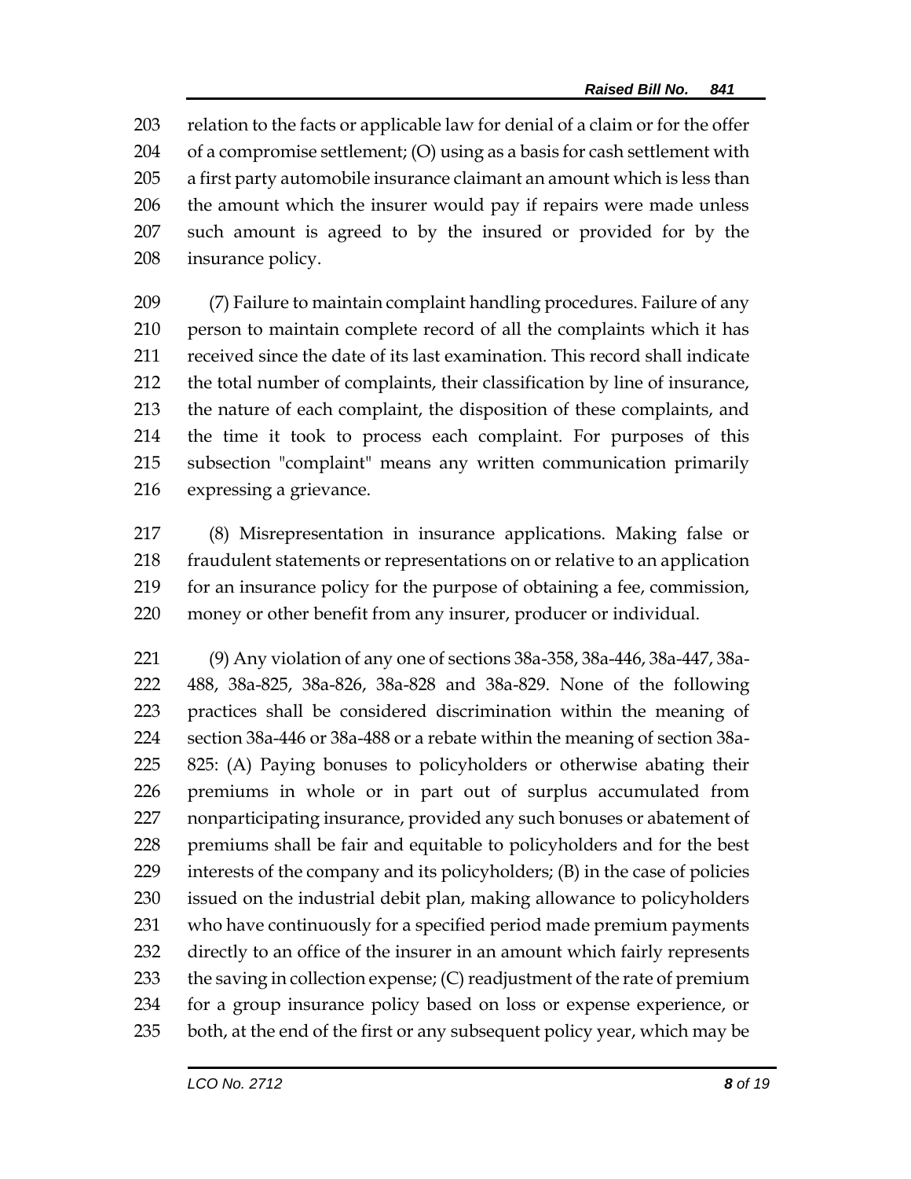relation to the facts or applicable law for denial of a claim or for the offer of a compromise settlement; (O) using as a basis for cash settlement with a first party automobile insurance claimant an amount which is less than the amount which the insurer would pay if repairs were made unless such amount is agreed to by the insured or provided for by the insurance policy.

(7) Failure to maintain complaint handling procedures. Failure of any person to maintain complete record of all the complaints which it has received since the date of its last examination. This record shall indicate the total number of complaints, their classification by line of insurance, the nature of each complaint, the disposition of these complaints, and the time it took to process each complaint. For purposes of this subsection "complaint" means any written communication primarily expressing a grievance.

(8) Misrepresentation in insurance applications. Making false or fraudulent statements or representations on or relative to an application for an insurance policy for the purpose of obtaining a fee, commission, money or other benefit from any insurer, producer or individual.

(9) Any violation of any one of sections 38a-358, 38a-446, 38a-447, 38a-488, 38a-825, 38a-826, 38a-828 and 38a-829. None of the following practices shall be considered discrimination within the meaning of section 38a-446 or 38a-488 or a rebate within the meaning of section 38a-825: (A) Paying bonuses to policyholders or otherwise abating their premiums in whole or in part out of surplus accumulated from nonparticipating insurance, provided any such bonuses or abatement of premiums shall be fair and equitable to policyholders and for the best interests of the company and its policyholders; (B) in the case of policies issued on the industrial debit plan, making allowance to policyholders who have continuously for a specified period made premium payments directly to an office of the insurer in an amount which fairly represents the saving in collection expense; (C) readjustment of the rate of premium for a group insurance policy based on loss or expense experience, or both, at the end of the first or any subsequent policy year, which may be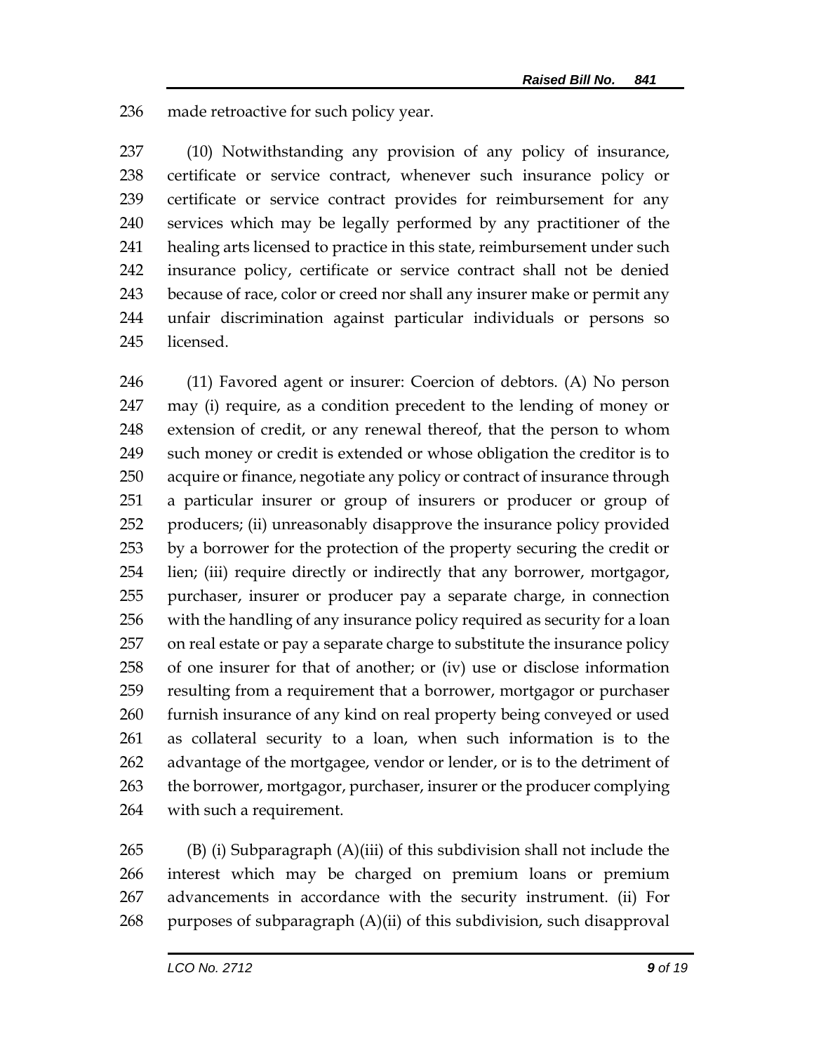236 made retroactive for such policy year.

237 (10) Notwithstanding any provision of any policy of insurance,
238 certificate or service contract, whenever such insurance policy or
239 certificate or service contract provides for reimbursement for any
240 services which may be legally performed by any practitioner of the
241 healing arts licensed to practice in this state, reimbursement under such
242 insurance policy, certificate or service contract shall not be denied
243 because of race, color or creed nor shall any insurer make or permit any
244 unfair discrimination against particular individuals or persons so
245 licensed.

246 (11) Favored agent or insurer: Coercion of debtors. (A) No person
247 may (i) require, as a condition precedent to the lending of money or
248 extension of credit, or any renewal thereof, that the person to whom
249 such money or credit is extended or whose obligation the creditor is to
250 acquire or finance, negotiate any policy or contract of insurance through
251 a particular insurer or group of insurers or producer or group of
252 producers; (ii) unreasonably disapprove the insurance policy provided
253 by a borrower for the protection of the property securing the credit or
254 lien; (iii) require directly or indirectly that any borrower, mortgagor,
255 purchaser, insurer or producer pay a separate charge, in connection
256 with the handling of any insurance policy required as security for a loan
257 on real estate or pay a separate charge to substitute the insurance policy
258 of one insurer for that of another; or (iv) use or disclose information
259 resulting from a requirement that a borrower, mortgagor or purchaser
260 furnish insurance of any kind on real property being conveyed or used
261 as collateral security to a loan, when such information is to the
262 advantage of the mortgagee, vendor or lender, or is to the detriment of
263 the borrower, mortgagor, purchaser, insurer or the producer complying
264 with such a requirement.

265 (B) (i) Subparagraph (A)(iii) of this subdivision shall not include the
266 interest which may be charged on premium loans or premium
267 advancements in accordance with the security instrument. (ii) For
268 purposes of subparagraph (A)(ii) of this subdivision, such disapproval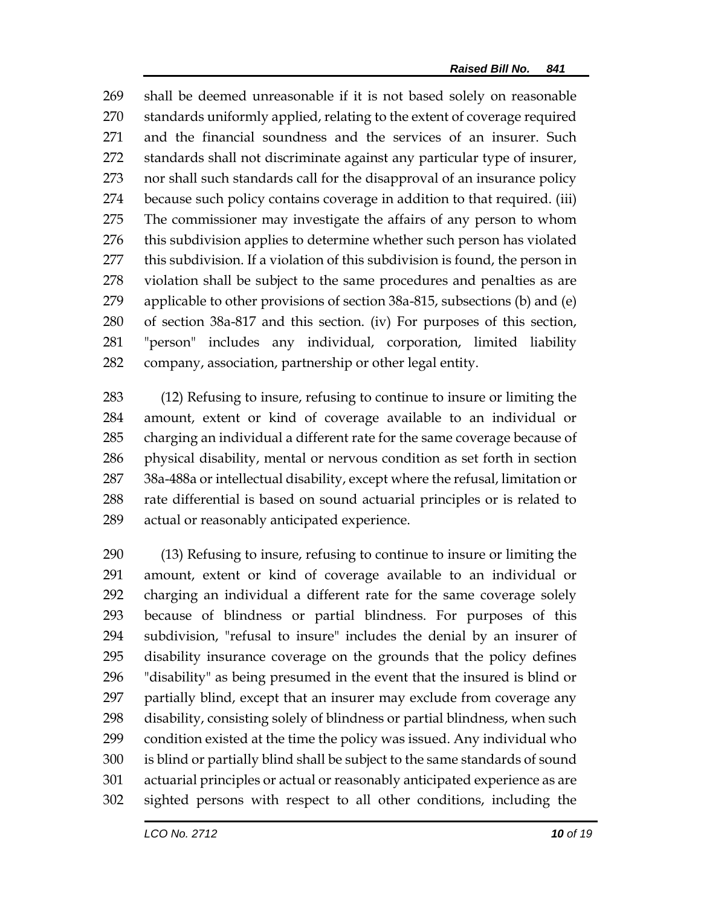shall be deemed unreasonable if it is not based solely on reasonable standards uniformly applied, relating to the extent of coverage required and the financial soundness and the services of an insurer. Such standards shall not discriminate against any particular type of insurer, nor shall such standards call for the disapproval of an insurance policy because such policy contains coverage in addition to that required. (iii) The commissioner may investigate the affairs of any person to whom this subdivision applies to determine whether such person has violated this subdivision. If a violation of this subdivision is found, the person in violation shall be subject to the same procedures and penalties as are applicable to other provisions of section 38a-815, subsections (b) and (e) of section 38a-817 and this section. (iv) For purposes of this section, "person" includes any individual, corporation, limited liability company, association, partnership or other legal entity.

(12) Refusing to insure, refusing to continue to insure or limiting the amount, extent or kind of coverage available to an individual or charging an individual a different rate for the same coverage because of physical disability, mental or nervous condition as set forth in section 38a-488a or intellectual disability, except where the refusal, limitation or rate differential is based on sound actuarial principles or is related to actual or reasonably anticipated experience.

(13) Refusing to insure, refusing to continue to insure or limiting the amount, extent or kind of coverage available to an individual or charging an individual a different rate for the same coverage solely because of blindness or partial blindness. For purposes of this subdivision, "refusal to insure" includes the denial by an insurer of disability insurance coverage on the grounds that the policy defines "disability" as being presumed in the event that the insured is blind or partially blind, except that an insurer may exclude from coverage any disability, consisting solely of blindness or partial blindness, when such condition existed at the time the policy was issued. Any individual who is blind or partially blind shall be subject to the same standards of sound actuarial principles or actual or reasonably anticipated experience as are sighted persons with respect to all other conditions, including the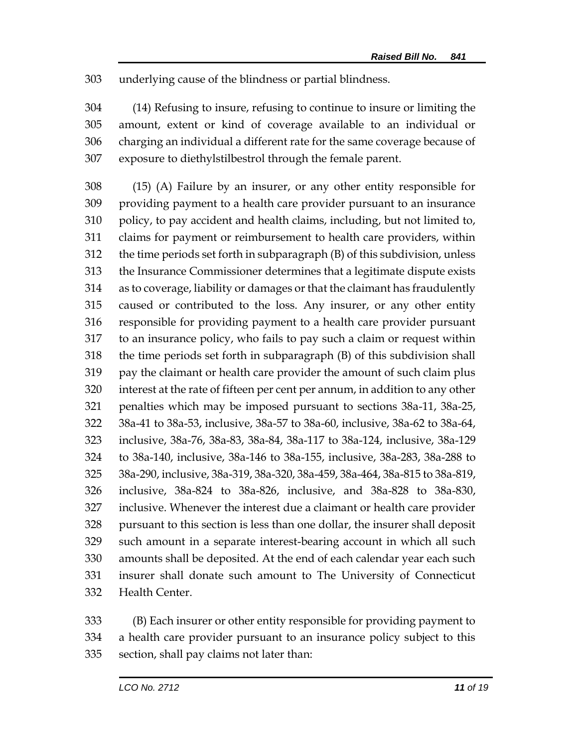underlying cause of the blindness or partial blindness.

(14) Refusing to insure, refusing to continue to insure or limiting the amount, extent or kind of coverage available to an individual or charging an individual a different rate for the same coverage because of exposure to diethylstilbestrol through the female parent.

(15) (A) Failure by an insurer, or any other entity responsible for providing payment to a health care provider pursuant to an insurance policy, to pay accident and health claims, including, but not limited to, claims for payment or reimbursement to health care providers, within the time periods set forth in subparagraph (B) of this subdivision, unless the Insurance Commissioner determines that a legitimate dispute exists as to coverage, liability or damages or that the claimant has fraudulently caused or contributed to the loss. Any insurer, or any other entity responsible for providing payment to a health care provider pursuant to an insurance policy, who fails to pay such a claim or request within the time periods set forth in subparagraph (B) of this subdivision shall pay the claimant or health care provider the amount of such claim plus interest at the rate of fifteen per cent per annum, in addition to any other penalties which may be imposed pursuant to sections 38a-11, 38a-25, 38a-41 to 38a-53, inclusive, 38a-57 to 38a-60, inclusive, 38a-62 to 38a-64, inclusive, 38a-76, 38a-83, 38a-84, 38a-117 to 38a-124, inclusive, 38a-129 to 38a-140, inclusive, 38a-146 to 38a-155, inclusive, 38a-283, 38a-288 to 38a-290, inclusive, 38a-319, 38a-320, 38a-459, 38a-464, 38a-815 to 38a-819, inclusive, 38a-824 to 38a-826, inclusive, and 38a-828 to 38a-830, inclusive. Whenever the interest due a claimant or health care provider pursuant to this section is less than one dollar, the insurer shall deposit such amount in a separate interest-bearing account in which all such amounts shall be deposited. At the end of each calendar year each such insurer shall donate such amount to The University of Connecticut Health Center.

(B) Each insurer or other entity responsible for providing payment to a health care provider pursuant to an insurance policy subject to this section, shall pay claims not later than: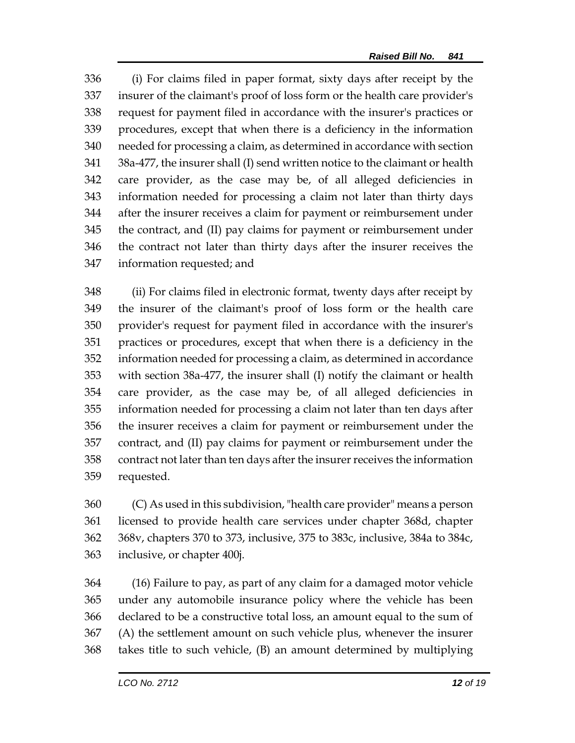(i) For claims filed in paper format, sixty days after receipt by the insurer of the claimant's proof of loss form or the health care provider's request for payment filed in accordance with the insurer's practices or procedures, except that when there is a deficiency in the information needed for processing a claim, as determined in accordance with section 38a-477, the insurer shall (I) send written notice to the claimant or health care provider, as the case may be, of all alleged deficiencies in information needed for processing a claim not later than thirty days after the insurer receives a claim for payment or reimbursement under the contract, and (II) pay claims for payment or reimbursement under the contract not later than thirty days after the insurer receives the information requested; and

(ii) For claims filed in electronic format, twenty days after receipt by the insurer of the claimant's proof of loss form or the health care provider's request for payment filed in accordance with the insurer's practices or procedures, except that when there is a deficiency in the information needed for processing a claim, as determined in accordance with section 38a-477, the insurer shall (I) notify the claimant or health care provider, as the case may be, of all alleged deficiencies in information needed for processing a claim not later than ten days after the insurer receives a claim for payment or reimbursement under the contract, and (II) pay claims for payment or reimbursement under the contract not later than ten days after the insurer receives the information requested.

(C) As used in this subdivision, "health care provider" means a person licensed to provide health care services under chapter 368d, chapter 368v, chapters 370 to 373, inclusive, 375 to 383c, inclusive, 384a to 384c, inclusive, or chapter 400j.

(16) Failure to pay, as part of any claim for a damaged motor vehicle under any automobile insurance policy where the vehicle has been declared to be a constructive total loss, an amount equal to the sum of (A) the settlement amount on such vehicle plus, whenever the insurer takes title to such vehicle, (B) an amount determined by multiplying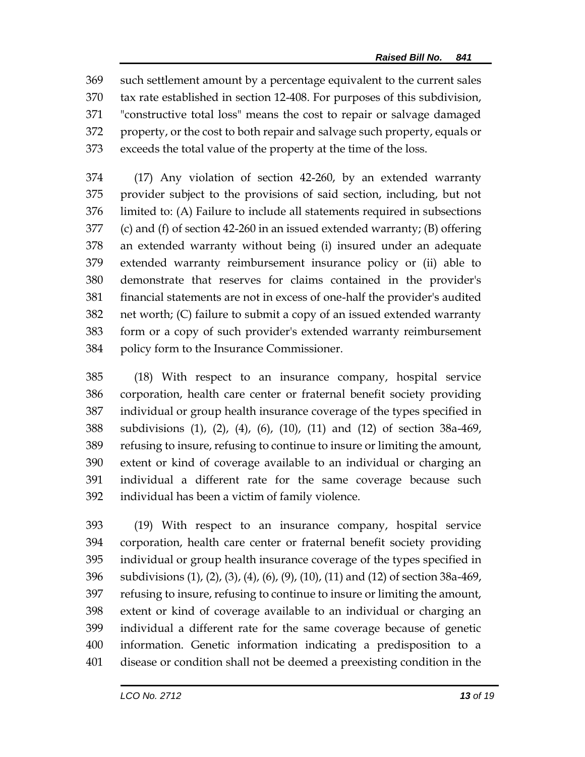such settlement amount by a percentage equivalent to the current sales tax rate established in section 12-408. For purposes of this subdivision, "constructive total loss" means the cost to repair or salvage damaged property, or the cost to both repair and salvage such property, equals or exceeds the total value of the property at the time of the loss.

(17) Any violation of section 42-260, by an extended warranty provider subject to the provisions of said section, including, but not limited to: (A) Failure to include all statements required in subsections (c) and (f) of section 42-260 in an issued extended warranty; (B) offering an extended warranty without being (i) insured under an adequate extended warranty reimbursement insurance policy or (ii) able to demonstrate that reserves for claims contained in the provider's financial statements are not in excess of one-half the provider's audited net worth; (C) failure to submit a copy of an issued extended warranty form or a copy of such provider's extended warranty reimbursement policy form to the Insurance Commissioner.

(18) With respect to an insurance company, hospital service corporation, health care center or fraternal benefit society providing individual or group health insurance coverage of the types specified in subdivisions (1), (2), (4), (6), (10), (11) and (12) of section 38a-469, refusing to insure, refusing to continue to insure or limiting the amount, extent or kind of coverage available to an individual or charging an individual a different rate for the same coverage because such individual has been a victim of family violence.

(19) With respect to an insurance company, hospital service corporation, health care center or fraternal benefit society providing individual or group health insurance coverage of the types specified in subdivisions (1), (2), (3), (4), (6), (9), (10), (11) and (12) of section 38a-469, refusing to insure, refusing to continue to insure or limiting the amount, extent or kind of coverage available to an individual or charging an individual a different rate for the same coverage because of genetic information. Genetic information indicating a predisposition to a disease or condition shall not be deemed a preexisting condition in the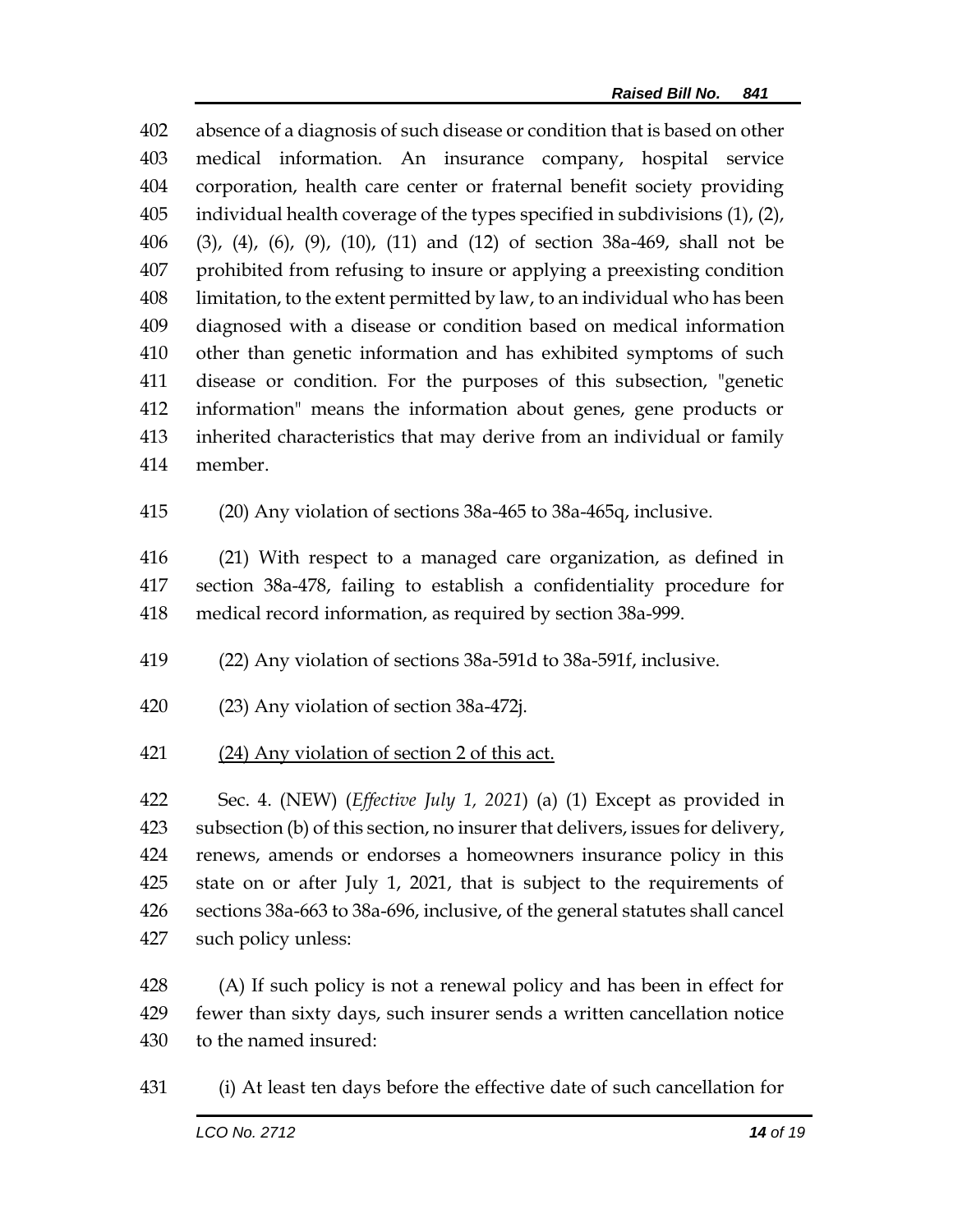absence of a diagnosis of such disease or condition that is based on other medical information. An insurance company, hospital service corporation, health care center or fraternal benefit society providing individual health coverage of the types specified in subdivisions (1), (2), (3), (4), (6), (9), (10), (11) and (12) of section 38a-469, shall not be prohibited from refusing to insure or applying a preexisting condition limitation, to the extent permitted by law, to an individual who has been diagnosed with a disease or condition based on medical information other than genetic information and has exhibited symptoms of such disease or condition. For the purposes of this subsection, "genetic information" means the information about genes, gene products or inherited characteristics that may derive from an individual or family member.

(20) Any violation of sections 38a-465 to 38a-465q, inclusive.

(21) With respect to a managed care organization, as defined in section 38a-478, failing to establish a confidentiality procedure for medical record information, as required by section 38a-999.

(22) Any violation of sections 38a-591d to 38a-591f, inclusive.

(23) Any violation of section 38a-472j.

<u>(24) Any violation of section 2 of this act.</u>

Sec. 4. (NEW) (*Effective July 1, 2021*) (a) (1) Except as provided in subsection (b) of this section, no insurer that delivers, issues for delivery, renews, amends or endorses a homeowners insurance policy in this state on or after July 1, 2021, that is subject to the requirements of sections 38a-663 to 38a-696, inclusive, of the general statutes shall cancel such policy unless:

(A) If such policy is not a renewal policy and has been in effect for fewer than sixty days, such insurer sends a written cancellation notice to the named insured:

(i) At least ten days before the effective date of such cancellation for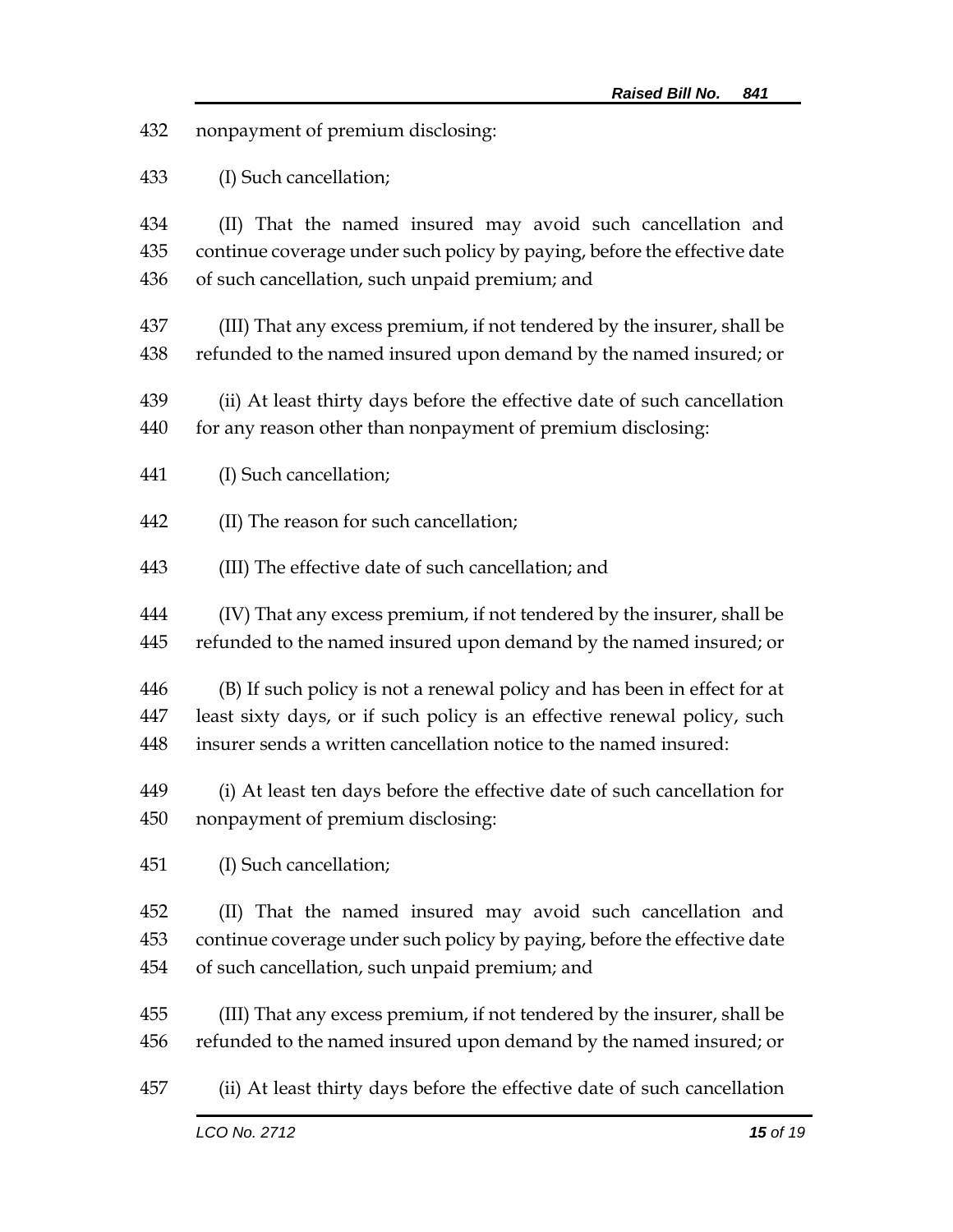432 nonpayment of premium disclosing:

433 (I) Such cancellation;

434 (II) That the named insured may avoid such cancellation and
435 continue coverage under such policy by paying, before the effective date
436 of such cancellation, such unpaid premium; and

437 (III) That any excess premium, if not tendered by the insurer, shall be
438 refunded to the named insured upon demand by the named insured; or

439 (ii) At least thirty days before the effective date of such cancellation
440 for any reason other than nonpayment of premium disclosing:

441 (I) Such cancellation;

442 (II) The reason for such cancellation;

443 (III) The effective date of such cancellation; and

444 (IV) That any excess premium, if not tendered by the insurer, shall be
445 refunded to the named insured upon demand by the named insured; or

446 (B) If such policy is not a renewal policy and has been in effect for at
447 least sixty days, or if such policy is an effective renewal policy, such
448 insurer sends a written cancellation notice to the named insured:

449 (i) At least ten days before the effective date of such cancellation for
450 nonpayment of premium disclosing:

451 (I) Such cancellation;

452 (II) That the named insured may avoid such cancellation and
453 continue coverage under such policy by paying, before the effective date
454 of such cancellation, such unpaid premium; and

455 (III) That any excess premium, if not tendered by the insurer, shall be
456 refunded to the named insured upon demand by the named insured; or

457 (ii) At least thirty days before the effective date of such cancellation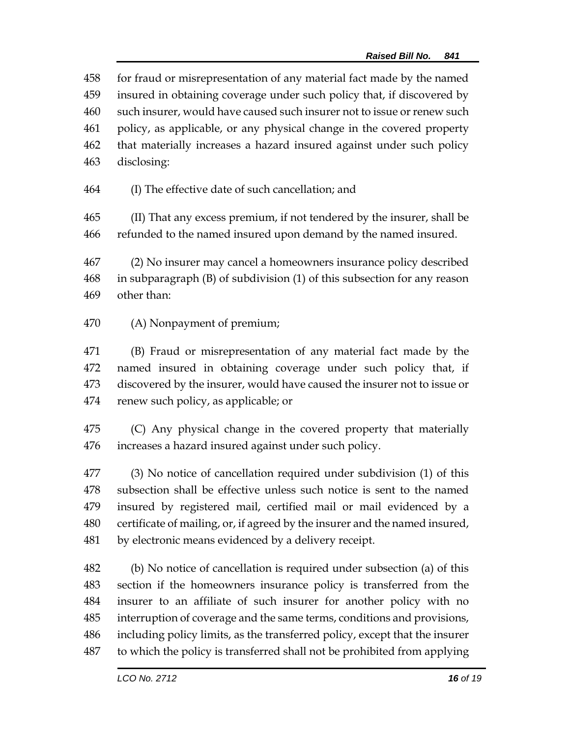458 for fraud or misrepresentation of any material fact made by the named
459 insured in obtaining coverage under such policy that, if discovered by
460 such insurer, would have caused such insurer not to issue or renew such
461 policy, as applicable, or any physical change in the covered property
462 that materially increases a hazard insured against under such policy
463 disclosing:

464 (I) The effective date of such cancellation; and

465 (II) That any excess premium, if not tendered by the insurer, shall be
466 refunded to the named insured upon demand by the named insured.

467 (2) No insurer may cancel a homeowners insurance policy described
468 in subparagraph (B) of subdivision (1) of this subsection for any reason
469 other than:

470 (A) Nonpayment of premium;

471 (B) Fraud or misrepresentation of any material fact made by the
472 named insured in obtaining coverage under such policy that, if
473 discovered by the insurer, would have caused the insurer not to issue or
474 renew such policy, as applicable; or

475 (C) Any physical change in the covered property that materially
476 increases a hazard insured against under such policy.

477 (3) No notice of cancellation required under subdivision (1) of this
478 subsection shall be effective unless such notice is sent to the named
479 insured by registered mail, certified mail or mail evidenced by a
480 certificate of mailing, or, if agreed by the insurer and the named insured,
481 by electronic means evidenced by a delivery receipt.

482 (b) No notice of cancellation is required under subsection (a) of this
483 section if the homeowners insurance policy is transferred from the
484 insurer to an affiliate of such insurer for another policy with no
485 interruption of coverage and the same terms, conditions and provisions,
486 including policy limits, as the transferred policy, except that the insurer
487 to which the policy is transferred shall not be prohibited from applying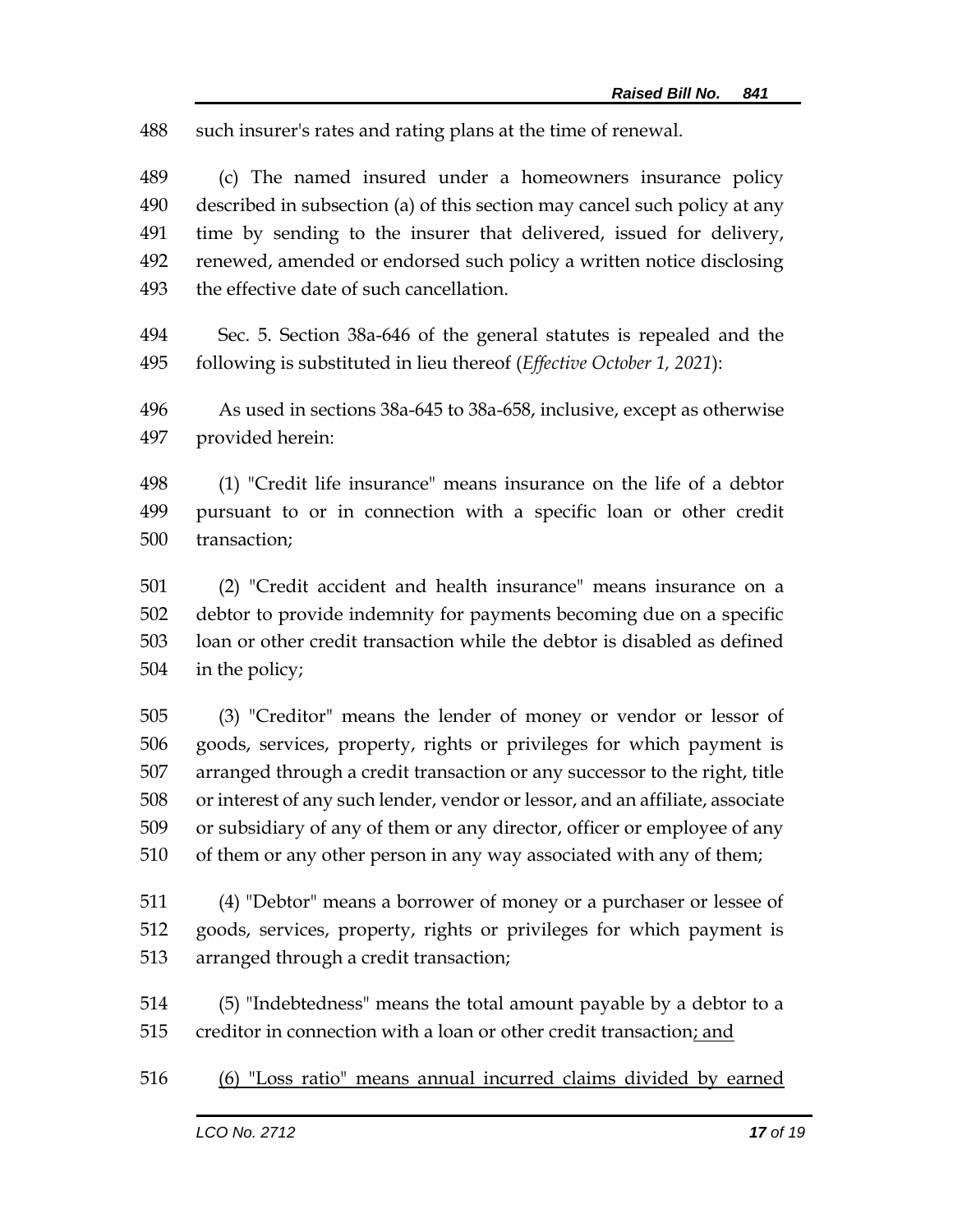such insurer's rates and rating plans at the time of renewal.

(c) The named insured under a homeowners insurance policy described in subsection (a) of this section may cancel such policy at any time by sending to the insurer that delivered, issued for delivery, renewed, amended or endorsed such policy a written notice disclosing the effective date of such cancellation.

Sec. 5. Section 38a-646 of the general statutes is repealed and the following is substituted in lieu thereof (*Effective October 1, 2021*):

As used in sections 38a-645 to 38a-658, inclusive, except as otherwise provided herein:

(1) "Credit life insurance" means insurance on the life of a debtor pursuant to or in connection with a specific loan or other credit transaction;

(2) "Credit accident and health insurance" means insurance on a debtor to provide indemnity for payments becoming due on a specific loan or other credit transaction while the debtor is disabled as defined in the policy;

(3) "Creditor" means the lender of money or vendor or lessor of goods, services, property, rights or privileges for which payment is arranged through a credit transaction or any successor to the right, title or interest of any such lender, vendor or lessor, and an affiliate, associate or subsidiary of any of them or any director, officer or employee of any of them or any other person in any way associated with any of them;

(4) "Debtor" means a borrower of money or a purchaser or lessee of goods, services, property, rights or privileges for which payment is arranged through a credit transaction;

(5) "Indebtedness" means the total amount payable by a debtor to a creditor in connection with a loan or other credit transaction<u>; and</u>

<u>(6) "Loss ratio" means annual incurred claims divided by earned</u>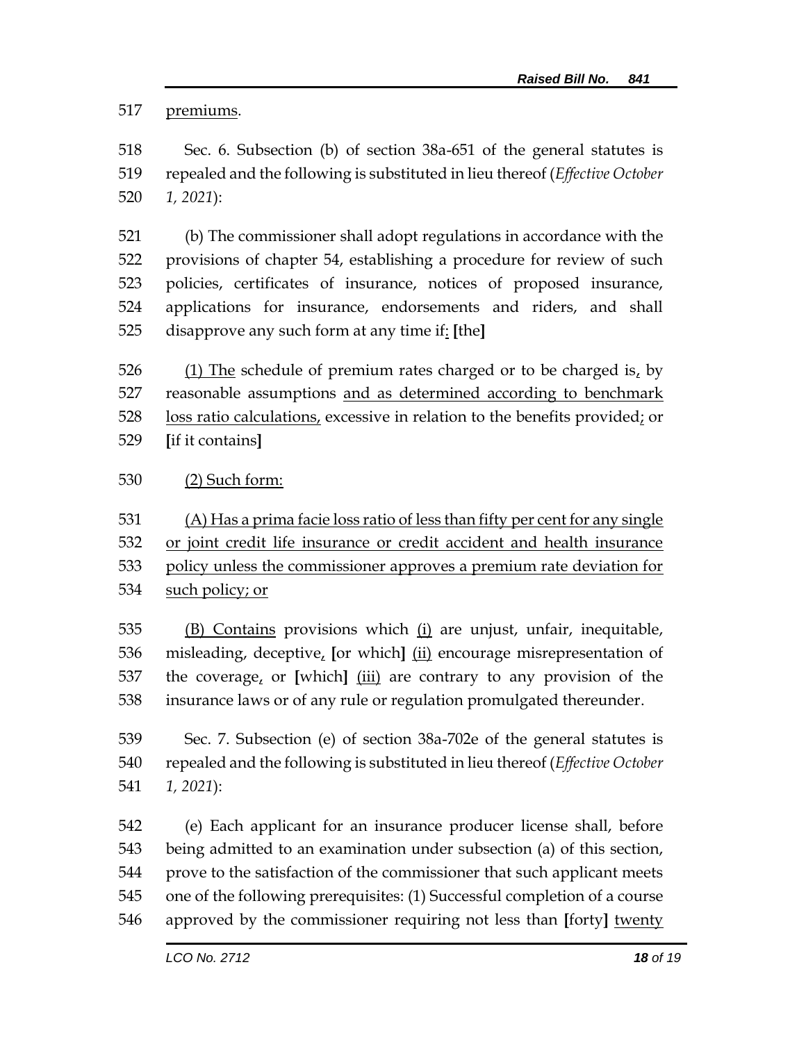premiums.

Sec. 6. Subsection (b) of section 38a-651 of the general statutes is repealed and the following is substituted in lieu thereof (*Effective October 1, 2021*):

(b) The commissioner shall adopt regulations in accordance with the provisions of chapter 54, establishing a procedure for review of such policies, certificates of insurance, notices of proposed insurance, applications for insurance, endorsements and riders, and shall disapprove any such form at any time if: **[**the**]**

(1) The schedule of premium rates charged or to be charged is, by reasonable assumptions and as determined according to benchmark loss ratio calculations, excessive in relation to the benefits provided; or **[**if it contains**]**

(2) Such form:

(A) Has a prima facie loss ratio of less than fifty per cent for any single or joint credit life insurance or credit accident and health insurance policy unless the commissioner approves a premium rate deviation for such policy; or

(B) Contains provisions which (i) are unjust, unfair, inequitable, misleading, deceptive, **[**or which**]** (ii) encourage misrepresentation of the coverage, or **[**which**]** (iii) are contrary to any provision of the insurance laws or of any rule or regulation promulgated thereunder.

Sec. 7. Subsection (e) of section 38a-702e of the general statutes is repealed and the following is substituted in lieu thereof (*Effective October 1, 2021*):

(e) Each applicant for an insurance producer license shall, before being admitted to an examination under subsection (a) of this section, prove to the satisfaction of the commissioner that such applicant meets one of the following prerequisites: (1) Successful completion of a course approved by the commissioner requiring not less than **[**forty**]** twenty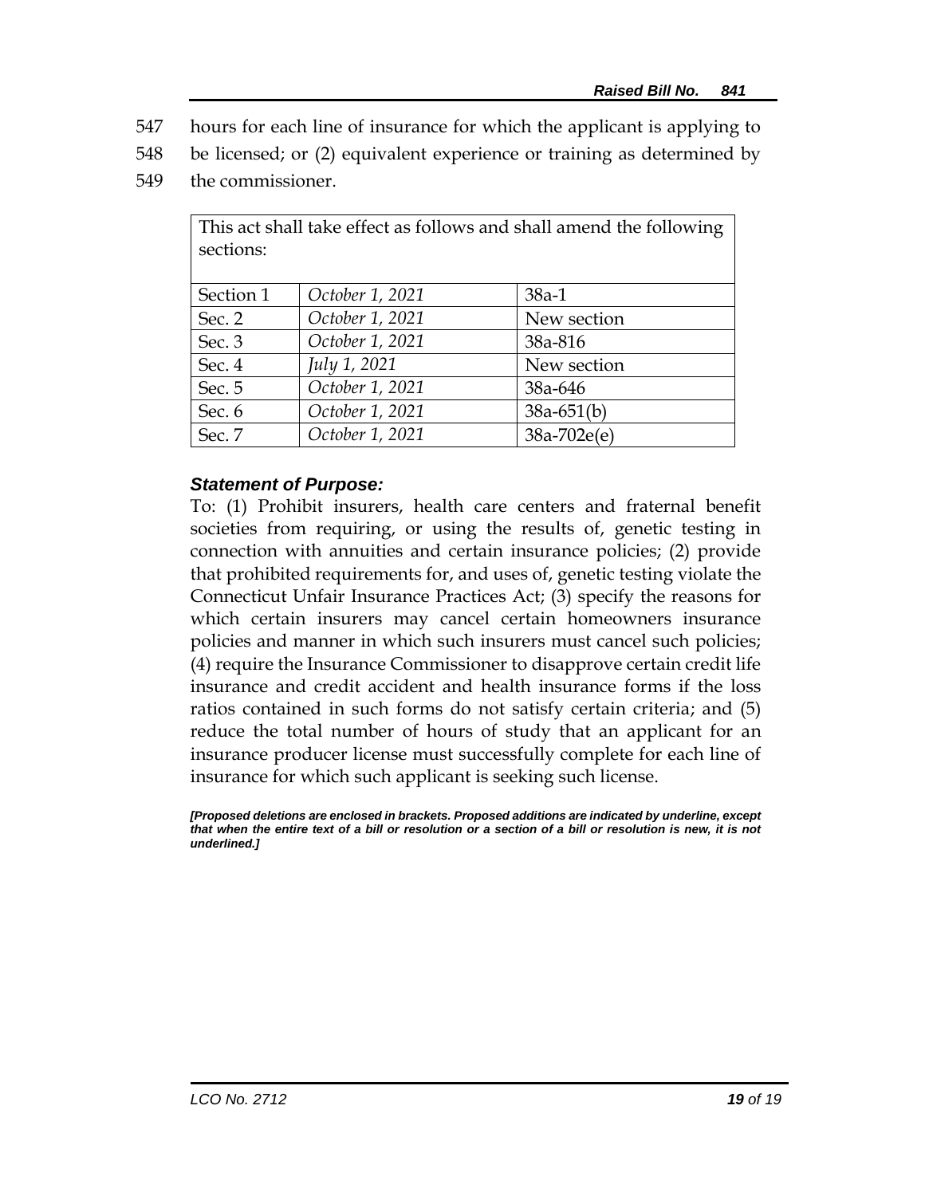547 hours for each line of insurance for which the applicant is applying to
548 be licensed; or (2) equivalent experience or training as determined by
549 the commissioner.

| This act shall take effect as follows and shall amend the following sections: | | |
|---|---|---|
| Section 1 | *October 1, 2021* | 38a-1 |
| Sec. 2 | *October 1, 2021* | New section |
| Sec. 3 | *October 1, 2021* | 38a-816 |
| Sec. 4 | *July 1, 2021* | New section |
| Sec. 5 | *October 1, 2021* | 38a-646 |
| Sec. 6 | *October 1, 2021* | 38a-651(b) |
| Sec. 7 | *October 1, 2021* | 38a-702e(e) |

### *Statement of Purpose:*

To: (1) Prohibit insurers, health care centers and fraternal benefit societies from requiring, or using the results of, genetic testing in connection with annuities and certain insurance policies; (2) provide that prohibited requirements for, and uses of, genetic testing violate the Connecticut Unfair Insurance Practices Act; (3) specify the reasons for which certain insurers may cancel certain homeowners insurance policies and manner in which such insurers must cancel such policies; (4) require the Insurance Commissioner to disapprove certain credit life insurance and credit accident and health insurance forms if the loss ratios contained in such forms do not satisfy certain criteria; and (5) reduce the total number of hours of study that an applicant for an insurance producer license must successfully complete for each line of insurance for which such applicant is seeking such license.

***[Proposed deletions are enclosed in brackets. Proposed additions are indicated by underline, except that when the entire text of a bill or resolution or a section of a bill or resolution is new, it is not underlined.]***